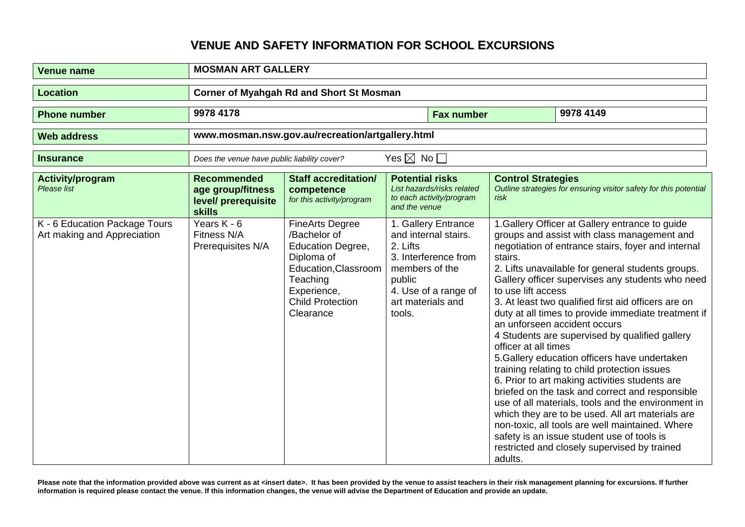# VENUE AND SAFETY INFORMATION FOR SCHOOL EXCURSIONS

| | | | |
|---|---|---|---|
| **Venue name** | **MOSMAN ART GALLERY** | | |
| **Location** | **Corner of Myahgah Rd and Short St Mosman** | | |
| **Phone number** | **9978 4178** | **Fax number** | **9978 4149** |
| **Web address** | **www.mosman.nsw.gov.au/recreation/artgallery.html** | | |
| **Insurance** | *Does the venue have public liability cover?* Yes ☒ No ☐ | | |

| **Activity/program** *Please list* | **Recommended age group/fitness level/ prerequisite skills** | **Staff accreditation/ competence** *for this activity/program* | **Potential risks** *List hazards/risks related to each activity/program and the venue* | **Control Strategies** *Outline strategies for ensuring visitor safety for this potential risk* |
|---|---|---|---|---|
| K - 6 Education Package Tours Art making and Appreciation | Years K - 6<br>Fitness N/A<br>Prerequisites N/A | FineArts Degree /Bachelor of Education Degree, Diploma of Education,Classroom Teaching Experience, Child Protection Clearance | 1. Gallery Entrance and internal stairs.<br>2. Lifts<br>3. Interference from members of the public<br>4. Use of a range of art materials and tools. | 1.Gallery Officer at Gallery entrance to guide groups and assist with class management and negotiation of entrance stairs, foyer and internal stairs.<br>2. Lifts unavailable for general students groups. Gallery officer supervises any students who need to use lift access<br>3. At least two qualified first aid officers are on duty at all times to provide immediate treatment if an unforseen accident occurs<br>4 Students are supervised by qualified gallery officer at all times<br>5.Gallery education officers have undertaken training relating to child protection issues<br>6. Prior to art making activities students are briefed on the task and correct and responsible use of all materials, tools and the environment in which they are to be used. All art materials are non-toxic, all tools are well maintained. Where safety is an issue student use of tools is restricted and closely supervised by trained adults. |

**Please note that the information provided above was current as at <insert date>. It has been provided by the venue to assist teachers in their risk management planning for excursions. If further information is required please contact the venue. If this information changes, the venue will advise the Department of Education and provide an update.**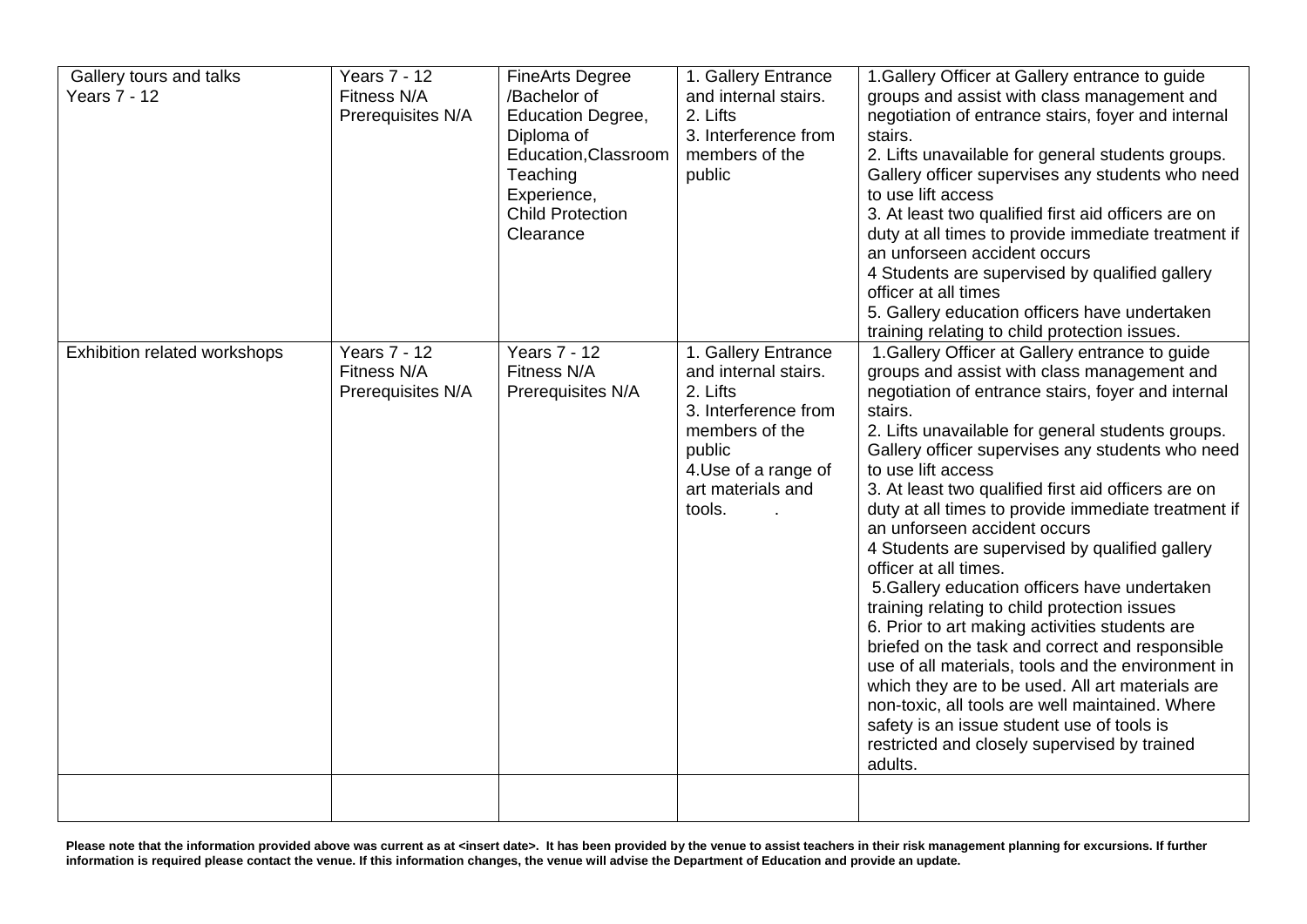| | | | | |
|---|---|---|---|---|
| Gallery tours and talks<br>Years 7 - 12 | Years 7 - 12<br>Fitness N/A<br>Prerequisites N/A | FineArts Degree /Bachelor of Education Degree, Diploma of Education,Classroom Teaching Experience,<br>Child Protection Clearance | 1. Gallery Entrance and internal stairs.<br>2. Lifts<br>3. Interference from members of the public | 1.Gallery Officer at Gallery entrance to guide groups and assist with class management and negotiation of entrance stairs, foyer and internal stairs.<br>2. Lifts unavailable for general students groups. Gallery officer supervises any students who need to use lift access<br>3. At least two qualified first aid officers are on duty at all times to provide immediate treatment if an unforseen accident occurs<br>4 Students are supervised by qualified gallery officer at all times<br>5. Gallery education officers have undertaken training relating to child protection issues. |
| Exhibition related workshops | Years 7 - 12<br>Fitness N/A<br>Prerequisites N/A | Years 7 - 12<br>Fitness N/A<br>Prerequisites N/A | 1. Gallery Entrance and internal stairs.<br>2. Lifts<br>3. Interference from members of the public<br>4.Use of a range of art materials and tools. . | 1.Gallery Officer at Gallery entrance to guide groups and assist with class management and negotiation of entrance stairs, foyer and internal stairs.<br>2. Lifts unavailable for general students groups. Gallery officer supervises any students who need to use lift access<br>3. At least two qualified first aid officers are on duty at all times to provide immediate treatment if an unforseen accident occurs<br>4 Students are supervised by qualified gallery officer at all times.<br>5.Gallery education officers have undertaken training relating to child protection issues<br>6. Prior to art making activities students are briefed on the task and correct and responsible use of all materials, tools and the environment in which they are to be used. All art materials are non-toxic, all tools are well maintained. Where safety is an issue student use of tools is restricted and closely supervised by trained adults. |
| | | | | |

**Please note that the information provided above was current as at <insert date>. It has been provided by the venue to assist teachers in their risk management planning for excursions. If further information is required please contact the venue. If this information changes, the venue will advise the Department of Education and provide an update.**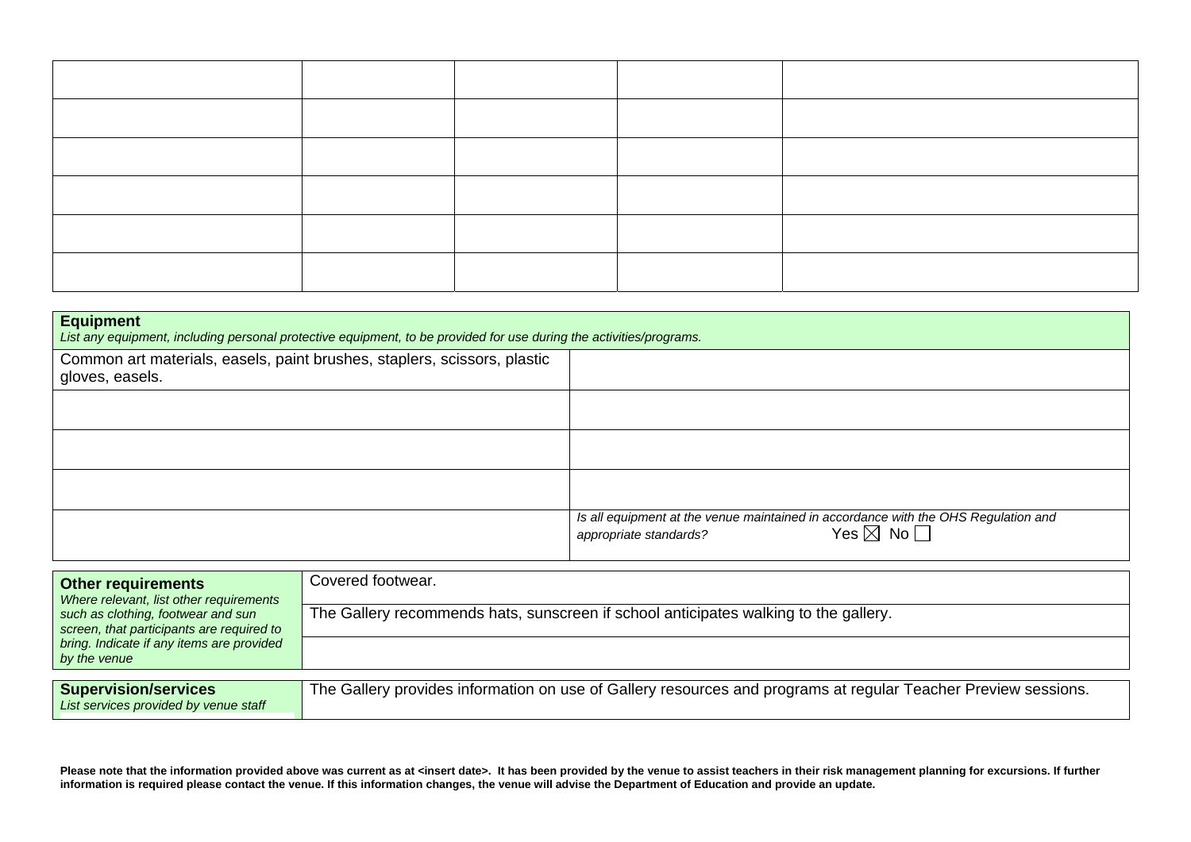| | | | | |
|---|---|---|---|---|
| | | | | |
| | | | | |
| | | | | |
| | | | | |
| | | | | |
| | | | | |

| **Equipment**<br>*List any equipment, including personal protective equipment, to be provided for use during the activities/programs.* | |
|---|---|
| Common art materials, easels, paint brushes, staplers, scissors, plastic gloves, easels. | |
| | |
| | |
| | |
| | *Is all equipment at the venue maintained in accordance with the OHS Regulation and appropriate standards?* Yes ☒ No ☐ |

| | |
|---|---|
| **Other requirements**<br>*Where relevant, list other requirements such as clothing, footwear and sun screen, that participants are required to bring. Indicate if any items are provided by the venue* | Covered footwear. |
| | The Gallery recommends hats, sunscreen if school anticipates walking to the gallery. |
| | |

| | |
|---|---|
| **Supervision/services**<br>*List services provided by venue staff* | The Gallery provides information on use of Gallery resources and programs at regular Teacher Preview sessions. |

**Please note that the information provided above was current as at <insert date>. It has been provided by the venue to assist teachers in their risk management planning for excursions. If further information is required please contact the venue. If this information changes, the venue will advise the Department of Education and provide an update.**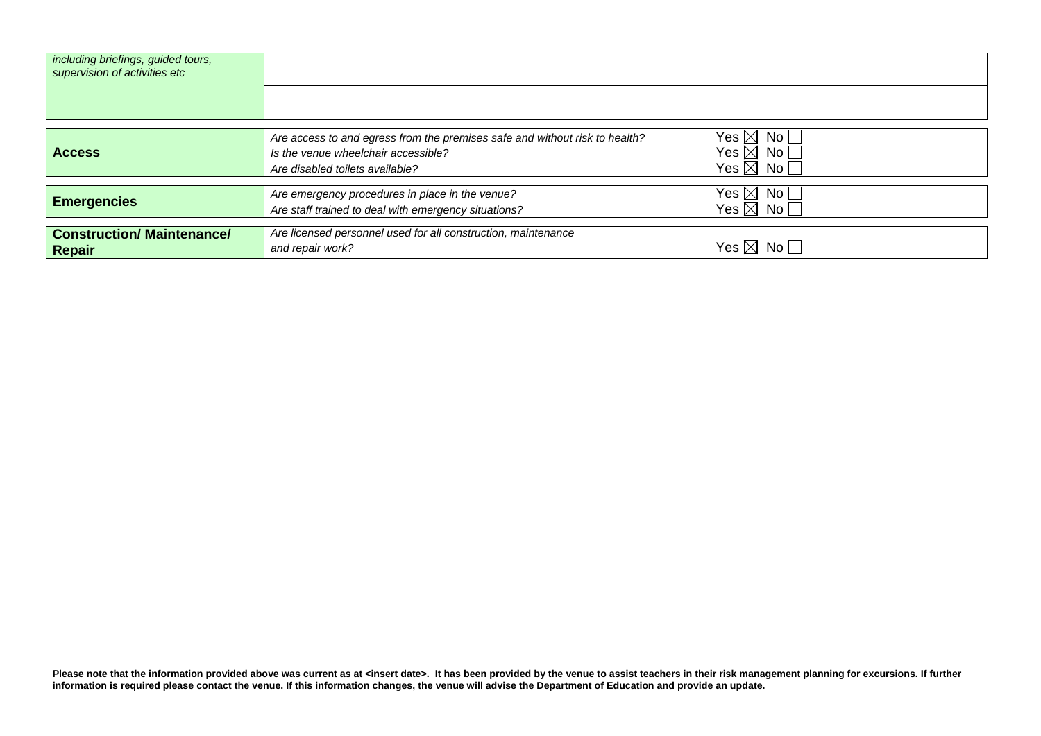| | | |
|---|---|---|
| *including briefings, guided tours, supervision of activities etc* | | |
| | | |

| | | |
|---|---|---|
| **Access** | *Are access to and egress from the premises safe and without risk to health?* | Yes ☒ No ☐ |
| | *Is the venue wheelchair accessible?* | Yes ☒ No ☐ |
| | *Are disabled toilets available?* | Yes ☒ No ☐ |

| | | |
|---|---|---|
| **Emergencies** | *Are emergency procedures in place in the venue?* | Yes ☒ No ☐ |
| | *Are staff trained to deal with emergency situations?* | Yes ☒ No ☐ |

| | | |
|---|---|---|
| **Construction/ Maintenance/ Repair** | *Are licensed personnel used for all construction, maintenance and repair work?* | Yes ☒ No ☐ |

**Please note that the information provided above was current as at <insert date>. It has been provided by the venue to assist teachers in their risk management planning for excursions. If further information is required please contact the venue. If this information changes, the venue will advise the Department of Education and provide an update.**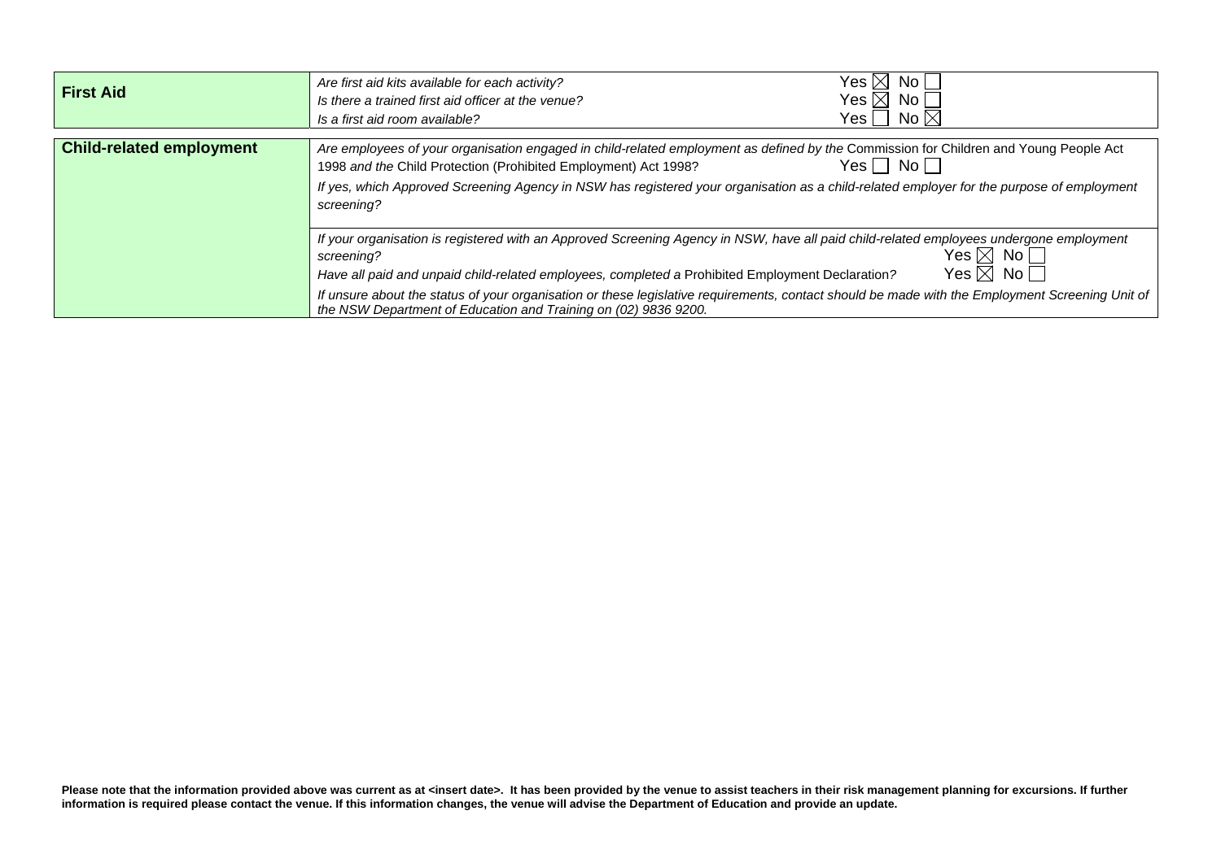| | | |
|---|---|---|
| **First Aid** | *Are first aid kits available for each activity?* | Yes ☒ No ☐ |
| | *Is there a trained first aid officer at the venue?* | Yes ☒ No ☐ |
| | *Is a first aid room available?* | Yes ☐ No ☒ |

| | | |
|---|---|---|
| **Child-related employment** | *Are employees of your organisation engaged in child-related employment as defined by the* Commission for Children and Young People Act 1998 *and the* Child Protection (Prohibited Employment) Act 1998? | Yes ☐ No ☐ |
| | *If yes, which Approved Screening Agency in NSW has registered your organisation as a child-related employer for the purpose of employment screening?* | |
| | *If your organisation is registered with an Approved Screening Agency in NSW, have all paid child-related employees undergone employment screening?* | Yes ☒ No ☐ |
| | *Have all paid and unpaid child-related employees, completed a* Prohibited Employment Declaration*?* | Yes ☒ No ☐ |
| | *If unsure about the status of your organisation or these legislative requirements, contact should be made with the Employment Screening Unit of the NSW Department of Education and Training on (02) 9836 9200.* | |

**Please note that the information provided above was current as at <insert date>. It has been provided by the venue to assist teachers in their risk management planning for excursions. If further information is required please contact the venue. If this information changes, the venue will advise the Department of Education and provide an update.**